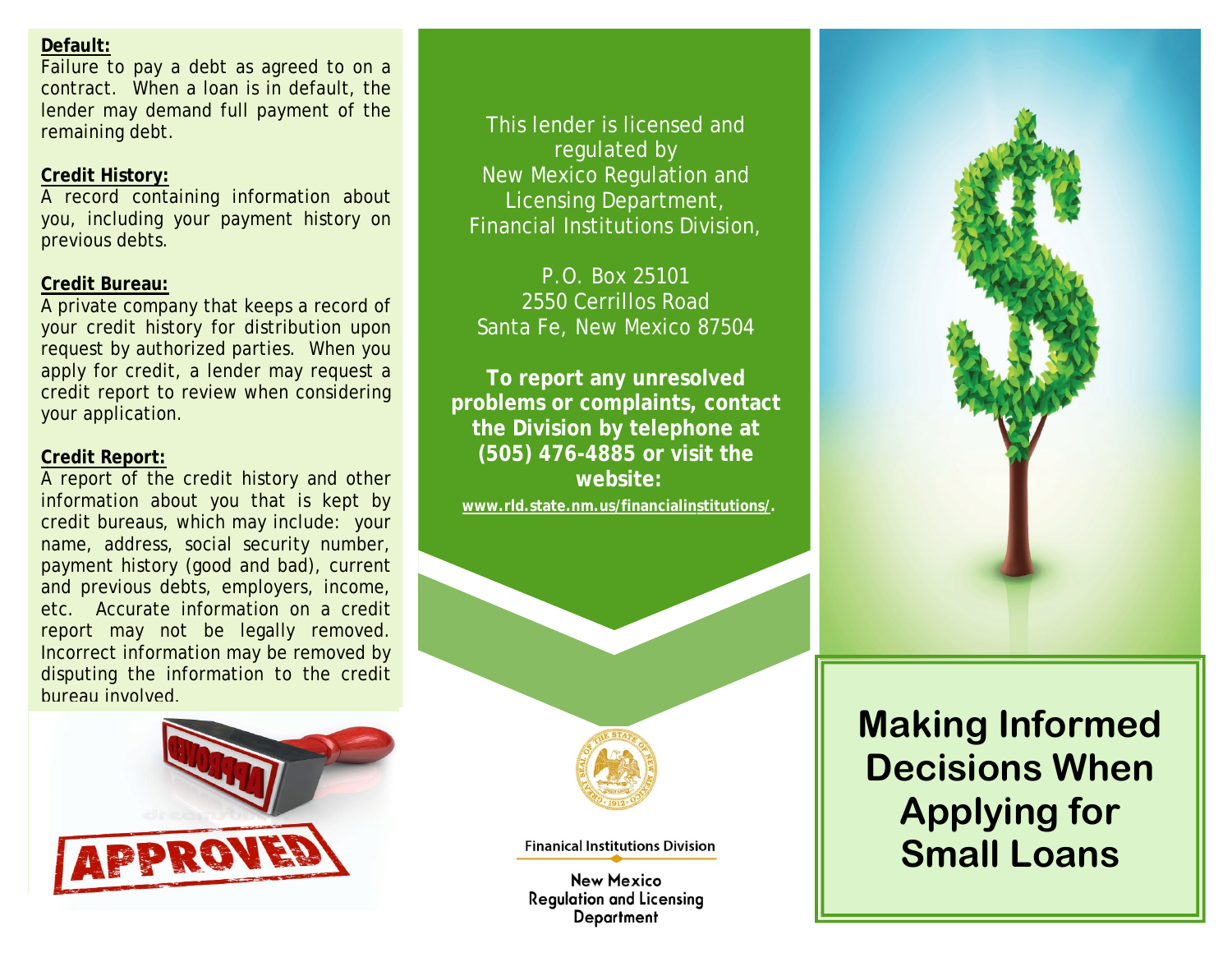**Default:**
Failure to pay a debt as agreed to on a contract. When a loan is in default, the lender may demand full payment of the remaining debt.

**Credit History:**
A record containing information about you, including your payment history on previous debts.

**Credit Bureau:**
A private company that keeps a record of your credit history for distribution upon request by authorized parties. When you apply for credit, a lender may request a credit report to review when considering your application.

**Credit Report:**
A report of the credit history and other information about you that is kept by credit bureaus, which may include: your name, address, social security number, payment history (good and bad), current and previous debts, employers, income, etc. Accurate information on a credit report may not be legally removed. Incorrect information may be removed by disputing the information to the credit bureau involved.

This lender is licensed and regulated by
New Mexico Regulation and Licensing Department,
Financial Institutions Division,

P.O. Box 25101
2550 Cerrillos Road
Santa Fe, New Mexico 87504

**To report any unresolved problems or complaints, contact the Division by telephone at (505) 476-4885 or visit the website:**
**www.rld.state.nm.us/financialinstitutions/.**

Finanical Institutions Division

New Mexico
Regulation and Licensing
Department

# Making Informed Decisions When Applying for Small Loans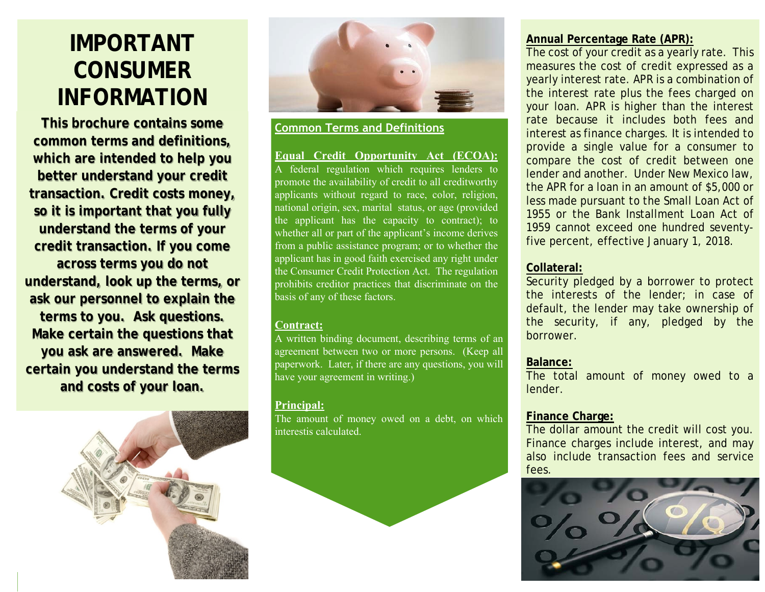# IMPORTANT CONSUMER INFORMATION

**This brochure contains some common terms and definitions, which are intended to help you better understand your credit transaction. Credit costs money, so it is important that you fully understand the terms of your credit transaction. If you come across terms you do not understand, look up the terms, or ask our personnel to explain the terms to you. Ask questions. Make certain the questions that you ask are answered. Make certain you understand the terms and costs of your loan.**

## Common Terms and Definitions

**Equal Credit Opportunity Act (ECOA):**
A federal regulation which requires lenders to promote the availability of credit to all creditworthy applicants without regard to race, color, religion, national origin, sex, marital status, or age (provided the applicant has the capacity to contract); to whether all or part of the applicant's income derives from a public assistance program; or to whether the applicant has in good faith exercised any right under the Consumer Credit Protection Act. The regulation prohibits creditor practices that discriminate on the basis of any of these factors.

**Contract:**
A written binding document, describing terms of an agreement between two or more persons. (Keep all paperwork. Later, if there are any questions, you will have your agreement in writing.)

**Principal:**
The amount of money owed on a debt, on which interestis calculated.

**Annual Percentage Rate (APR):**
The cost of your credit as a yearly rate. This measures the cost of credit expressed as a yearly interest rate. APR is a combination of the interest rate plus the fees charged on your loan. APR is higher than the interest rate because it includes both fees and interest as finance charges. It is intended to provide a single value for a consumer to compare the cost of credit between one lender and another. Under New Mexico law, the APR for a loan in an amount of $5,000 or less made pursuant to the Small Loan Act of 1955 or the Bank Installment Loan Act of 1959 cannot exceed one hundred seventy-five percent, effective January 1, 2018.

**Collateral:**
Security pledged by a borrower to protect the interests of the lender; in case of default, the lender may take ownership of the security, if any, pledged by the borrower.

**Balance:**
The total amount of money owed to a lender.

**Finance Charge:**
The dollar amount the credit will cost you. Finance charges include interest, and may also include transaction fees and service fees.